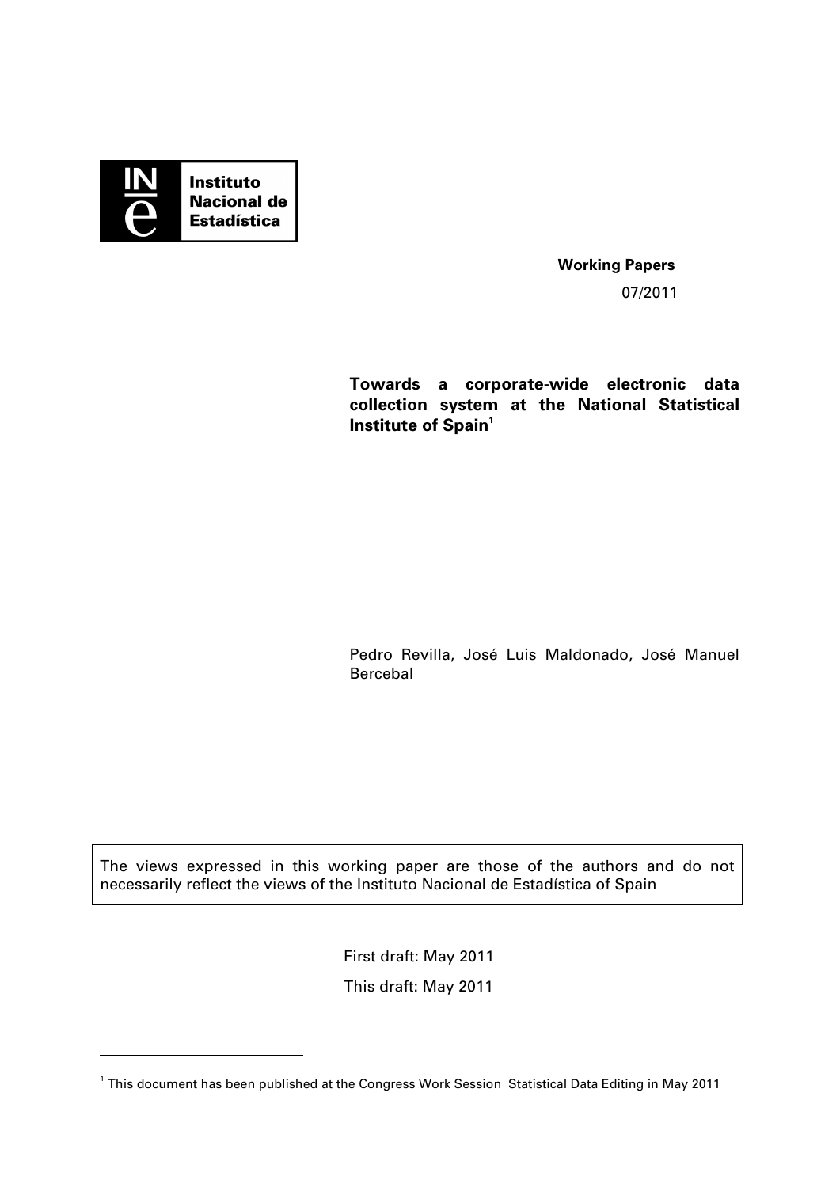Instituto Nacional de Estadística

**Working Papers**

07/2011

# Towards a corporate-wide electronic data collection system at the National Statistical Institute of Spain[1]

Pedro Revilla, José Luis Maldonado, José Manuel Bercebal

The views expressed in this working paper are those of the authors and do not necessarily reflect the views of the Instituto Nacional de Estadística of Spain

First draft: May 2011

This draft: May 2011

[1] This document has been published at the Congress Work Session Statistical Data Editing in May 2011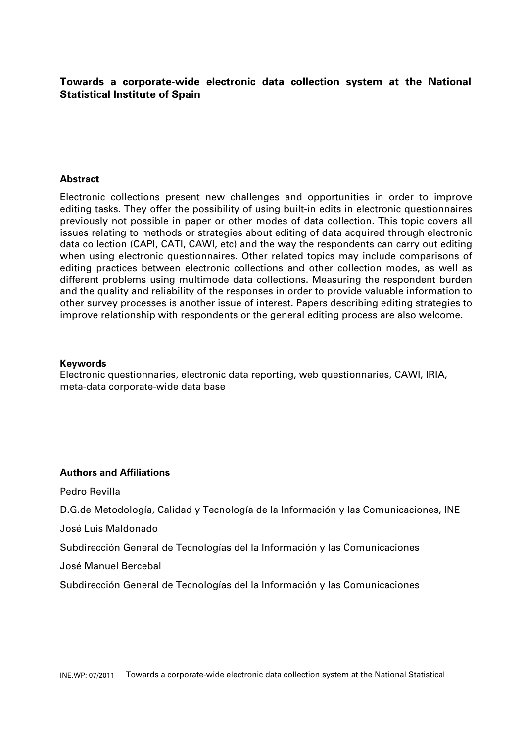**Towards a corporate-wide electronic data collection system at the National Statistical Institute of Spain**

**Abstract**

Electronic collections present new challenges and opportunities in order to improve editing tasks. They offer the possibility of using built-in edits in electronic questionnaires previously not possible in paper or other modes of data collection. This topic covers all issues relating to methods or strategies about editing of data acquired through electronic data collection (CAPI, CATI, CAWI, etc) and the way the respondents can carry out editing when using electronic questionnaires. Other related topics may include comparisons of editing practices between electronic collections and other collection modes, as well as different problems using multimode data collections. Measuring the respondent burden and the quality and reliability of the responses in order to provide valuable information to other survey processes is another issue of interest. Papers describing editing strategies to improve relationship with respondents or the general editing process are also welcome.

**Keywords**

Electronic questionnaries, electronic data reporting, web questionnaries, CAWI, IRIA, meta-data corporate-wide data base

**Authors and Affiliations**

Pedro Revilla

D.G.de Metodología, Calidad y Tecnología de la Información y las Comunicaciones, INE

José Luis Maldonado

Subdirección General de Tecnologías del la Información y las Comunicaciones

José Manuel Bercebal

Subdirección General de Tecnologías del la Información y las Comunicaciones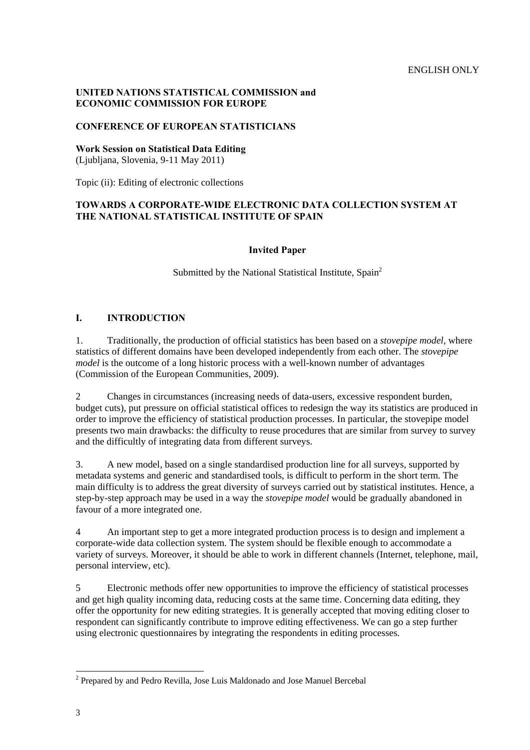ENGLISH ONLY

**UNITED NATIONS STATISTICAL COMMISSION and ECONOMIC COMMISSION FOR EUROPE**

**CONFERENCE OF EUROPEAN STATISTICIANS**

**Work Session on Statistical Data Editing**
(Ljubljana, Slovenia, 9-11 May 2011)

Topic (ii): Editing of electronic collections

**TOWARDS A CORPORATE-WIDE ELECTRONIC DATA COLLECTION SYSTEM AT THE NATIONAL STATISTICAL INSTITUTE OF SPAIN**

**Invited Paper**

Submitted by the National Statistical Institute, Spain[2]

## I. INTRODUCTION

1. Traditionally, the production of official statistics has been based on a *stovepipe model*, where statistics of different domains have been developed independently from each other. The *stovepipe model* is the outcome of a long historic process with a well-known number of advantages (Commission of the European Communities, 2009).

2 Changes in circumstances (increasing needs of data-users, excessive respondent burden, budget cuts), put pressure on official statistical offices to redesign the way its statistics are produced in order to improve the efficiency of statistical production processes. In particular, the stovepipe model presents two main drawbacks: the difficulty to reuse procedures that are similar from survey to survey and the difficultly of integrating data from different surveys.

3. A new model, based on a single standardised production line for all surveys, supported by metadata systems and generic and standardised tools, is difficult to perform in the short term. The main difficulty is to address the great diversity of surveys carried out by statistical institutes. Hence, a step-by-step approach may be used in a way the *stovepipe model* would be gradually abandoned in favour of a more integrated one.

4 An important step to get a more integrated production process is to design and implement a corporate-wide data collection system. The system should be flexible enough to accommodate a variety of surveys. Moreover, it should be able to work in different channels (Internet, telephone, mail, personal interview, etc).

5 Electronic methods offer new opportunities to improve the efficiency of statistical processes and get high quality incoming data, reducing costs at the same time. Concerning data editing, they offer the opportunity for new editing strategies. It is generally accepted that moving editing closer to respondent can significantly contribute to improve editing effectiveness. We can go a step further using electronic questionnaires by integrating the respondents in editing processes.

---

[2] Prepared by and Pedro Revilla, Jose Luis Maldonado and Jose Manuel Bercebal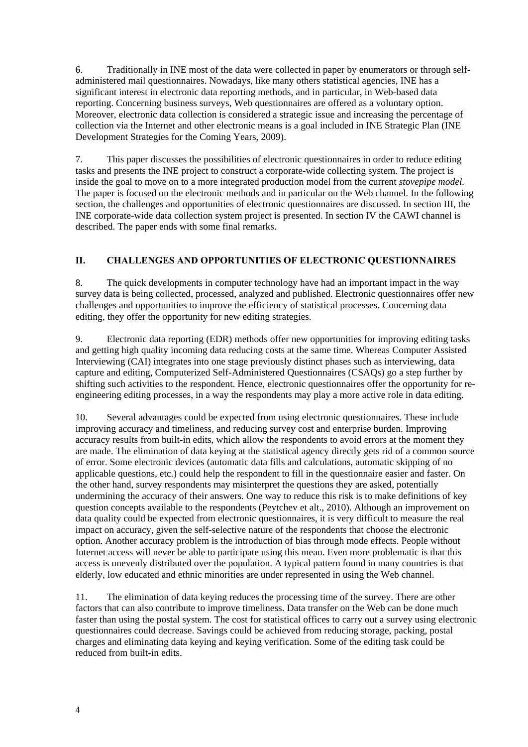6. Traditionally in INE most of the data were collected in paper by enumerators or through self-administered mail questionnaires. Nowadays, like many others statistical agencies, INE has a significant interest in electronic data reporting methods, and in particular, in Web-based data reporting. Concerning business surveys, Web questionnaires are offered as a voluntary option. Moreover, electronic data collection is considered a strategic issue and increasing the percentage of collection via the Internet and other electronic means is a goal included in INE Strategic Plan (INE Development Strategies for the Coming Years, 2009).

7. This paper discusses the possibilities of electronic questionnaires in order to reduce editing tasks and presents the INE project to construct a corporate-wide collecting system. The project is inside the goal to move on to a more integrated production model from the current *stovepipe model.* The paper is focused on the electronic methods and in particular on the Web channel. In the following section, the challenges and opportunities of electronic questionnaires are discussed. In section III, the INE corporate-wide data collection system project is presented. In section IV the CAWI channel is described. The paper ends with some final remarks.

## II. CHALLENGES AND OPPORTUNITIES OF ELECTRONIC QUESTIONNAIRES

8. The quick developments in computer technology have had an important impact in the way survey data is being collected, processed, analyzed and published. Electronic questionnaires offer new challenges and opportunities to improve the efficiency of statistical processes. Concerning data editing, they offer the opportunity for new editing strategies.

9. Electronic data reporting (EDR) methods offer new opportunities for improving editing tasks and getting high quality incoming data reducing costs at the same time. Whereas Computer Assisted Interviewing (CAI) integrates into one stage previously distinct phases such as interviewing, data capture and editing, Computerized Self-Administered Questionnaires (CSAQs) go a step further by shifting such activities to the respondent. Hence, electronic questionnaires offer the opportunity for re-engineering editing processes, in a way the respondents may play a more active role in data editing.

10. Several advantages could be expected from using electronic questionnaires. These include improving accuracy and timeliness, and reducing survey cost and enterprise burden. Improving accuracy results from built-in edits, which allow the respondents to avoid errors at the moment they are made. The elimination of data keying at the statistical agency directly gets rid of a common source of error. Some electronic devices (automatic data fills and calculations, automatic skipping of no applicable questions, etc.) could help the respondent to fill in the questionnaire easier and faster. On the other hand, survey respondents may misinterpret the questions they are asked, potentially undermining the accuracy of their answers. One way to reduce this risk is to make definitions of key question concepts available to the respondents (Peytchev et alt., 2010). Although an improvement on data quality could be expected from electronic questionnaires, it is very difficult to measure the real impact on accuracy, given the self-selective nature of the respondents that choose the electronic option. Another accuracy problem is the introduction of bias through mode effects. People without Internet access will never be able to participate using this mean. Even more problematic is that this access is unevenly distributed over the population. A typical pattern found in many countries is that elderly, low educated and ethnic minorities are under represented in using the Web channel.

11. The elimination of data keying reduces the processing time of the survey. There are other factors that can also contribute to improve timeliness. Data transfer on the Web can be done much faster than using the postal system. The cost for statistical offices to carry out a survey using electronic questionnaires could decrease. Savings could be achieved from reducing storage, packing, postal charges and eliminating data keying and keying verification. Some of the editing task could be reduced from built-in edits.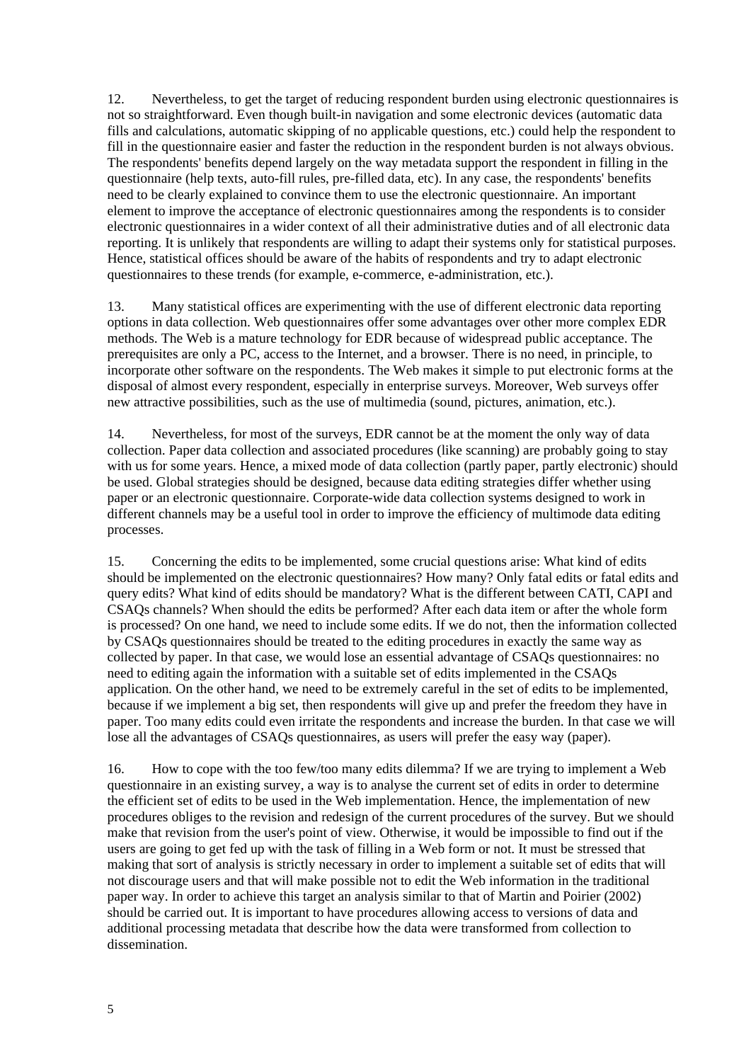12. Nevertheless, to get the target of reducing respondent burden using electronic questionnaires is not so straightforward. Even though built-in navigation and some electronic devices (automatic data fills and calculations, automatic skipping of no applicable questions, etc.) could help the respondent to fill in the questionnaire easier and faster the reduction in the respondent burden is not always obvious. The respondents' benefits depend largely on the way metadata support the respondent in filling in the questionnaire (help texts, auto-fill rules, pre-filled data, etc). In any case, the respondents' benefits need to be clearly explained to convince them to use the electronic questionnaire. An important element to improve the acceptance of electronic questionnaires among the respondents is to consider electronic questionnaires in a wider context of all their administrative duties and of all electronic data reporting. It is unlikely that respondents are willing to adapt their systems only for statistical purposes. Hence, statistical offices should be aware of the habits of respondents and try to adapt electronic questionnaires to these trends (for example, e-commerce, e-administration, etc.).

13. Many statistical offices are experimenting with the use of different electronic data reporting options in data collection. Web questionnaires offer some advantages over other more complex EDR methods. The Web is a mature technology for EDR because of widespread public acceptance. The prerequisites are only a PC, access to the Internet, and a browser. There is no need, in principle, to incorporate other software on the respondents. The Web makes it simple to put electronic forms at the disposal of almost every respondent, especially in enterprise surveys. Moreover, Web surveys offer new attractive possibilities, such as the use of multimedia (sound, pictures, animation, etc.).

14. Nevertheless, for most of the surveys, EDR cannot be at the moment the only way of data collection. Paper data collection and associated procedures (like scanning) are probably going to stay with us for some years. Hence, a mixed mode of data collection (partly paper, partly electronic) should be used. Global strategies should be designed, because data editing strategies differ whether using paper or an electronic questionnaire. Corporate-wide data collection systems designed to work in different channels may be a useful tool in order to improve the efficiency of multimode data editing processes.

15. Concerning the edits to be implemented, some crucial questions arise: What kind of edits should be implemented on the electronic questionnaires? How many? Only fatal edits or fatal edits and query edits? What kind of edits should be mandatory? What is the different between CATI, CAPI and CSAQs channels? When should the edits be performed? After each data item or after the whole form is processed? On one hand, we need to include some edits. If we do not, then the information collected by CSAQs questionnaires should be treated to the editing procedures in exactly the same way as collected by paper. In that case, we would lose an essential advantage of CSAQs questionnaires: no need to editing again the information with a suitable set of edits implemented in the CSAQs application*.* On the other hand, we need to be extremely careful in the set of edits to be implemented, because if we implement a big set, then respondents will give up and prefer the freedom they have in paper. Too many edits could even irritate the respondents and increase the burden. In that case we will lose all the advantages of CSAQs questionnaires, as users will prefer the easy way (paper).

16. How to cope with the too few/too many edits dilemma? If we are trying to implement a Web questionnaire in an existing survey, a way is to analyse the current set of edits in order to determine the efficient set of edits to be used in the Web implementation. Hence, the implementation of new procedures obliges to the revision and redesign of the current procedures of the survey. But we should make that revision from the user's point of view. Otherwise, it would be impossible to find out if the users are going to get fed up with the task of filling in a Web form or not. It must be stressed that making that sort of analysis is strictly necessary in order to implement a suitable set of edits that will not discourage users and that will make possible not to edit the Web information in the traditional paper way. In order to achieve this target an analysis similar to that of Martin and Poirier (2002) should be carried out. It is important to have procedures allowing access to versions of data and additional processing metadata that describe how the data were transformed from collection to dissemination.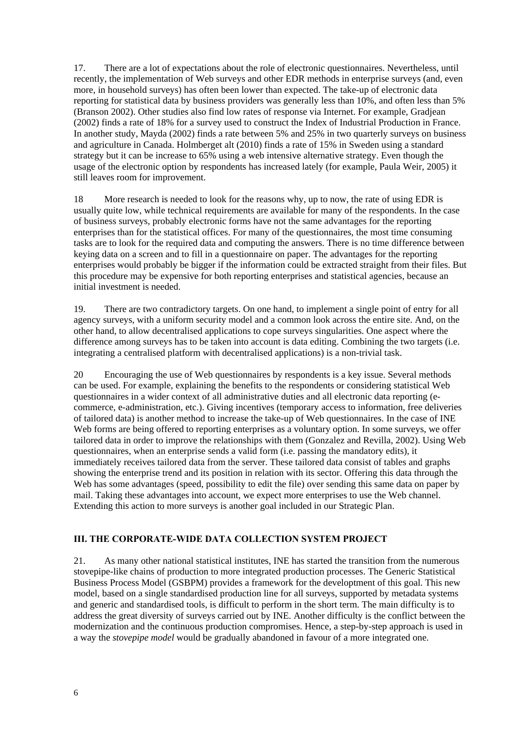17. There are a lot of expectations about the role of electronic questionnaires. Nevertheless, until recently, the implementation of Web surveys and other EDR methods in enterprise surveys (and, even more, in household surveys) has often been lower than expected. The take-up of electronic data reporting for statistical data by business providers was generally less than 10%, and often less than 5% (Branson 2002). Other studies also find low rates of response via Internet. For example, Gradjean (2002) finds a rate of 18% for a survey used to construct the Index of Industrial Production in France. In another study, Mayda (2002) finds a rate between 5% and 25% in two quarterly surveys on business and agriculture in Canada. Holmberget alt (2010) finds a rate of 15% in Sweden using a standard strategy but it can be increase to 65% using a web intensive alternative strategy. Even though the usage of the electronic option by respondents has increased lately (for example, Paula Weir, 2005) it still leaves room for improvement.

18 More research is needed to look for the reasons why, up to now, the rate of using EDR is usually quite low, while technical requirements are available for many of the respondents. In the case of business surveys, probably electronic forms have not the same advantages for the reporting enterprises than for the statistical offices. For many of the questionnaires, the most time consuming tasks are to look for the required data and computing the answers. There is no time difference between keying data on a screen and to fill in a questionnaire on paper. The advantages for the reporting enterprises would probably be bigger if the information could be extracted straight from their files. But this procedure may be expensive for both reporting enterprises and statistical agencies, because an initial investment is needed.

19. There are two contradictory targets. On one hand, to implement a single point of entry for all agency surveys, with a uniform security model and a common look across the entire site. And, on the other hand, to allow decentralised applications to cope surveys singularities. One aspect where the difference among surveys has to be taken into account is data editing. Combining the two targets (i.e. integrating a centralised platform with decentralised applications) is a non-trivial task.

20 Encouraging the use of Web questionnaires by respondents is a key issue. Several methods can be used. For example, explaining the benefits to the respondents or considering statistical Web questionnaires in a wider context of all administrative duties and all electronic data reporting (e-commerce, e-administration, etc.). Giving incentives (temporary access to information, free deliveries of tailored data) is another method to increase the take-up of Web questionnaires. In the case of INE Web forms are being offered to reporting enterprises as a voluntary option. In some surveys, we offer tailored data in order to improve the relationships with them (Gonzalez and Revilla, 2002). Using Web questionnaires, when an enterprise sends a valid form (i.e. passing the mandatory edits), it immediately receives tailored data from the server. These tailored data consist of tables and graphs showing the enterprise trend and its position in relation with its sector. Offering this data through the Web has some advantages (speed, possibility to edit the file) over sending this same data on paper by mail. Taking these advantages into account, we expect more enterprises to use the Web channel. Extending this action to more surveys is another goal included in our Strategic Plan.

## III. THE CORPORATE-WIDE DATA COLLECTION SYSTEM PROJECT

21. As many other national statistical institutes, INE has started the transition from the numerous stovepipe-like chains of production to more integrated production processes. The Generic Statistical Business Process Model (GSBPM) provides a framework for the developtment of this goal. This new model, based on a single standardised production line for all surveys, supported by metadata systems and generic and standardised tools, is difficult to perform in the short term. The main difficulty is to address the great diversity of surveys carried out by INE. Another difficulty is the conflict between the modernization and the continuous production compromises. Hence, a step-by-step approach is used in a way the *stovepipe model* would be gradually abandoned in favour of a more integrated one.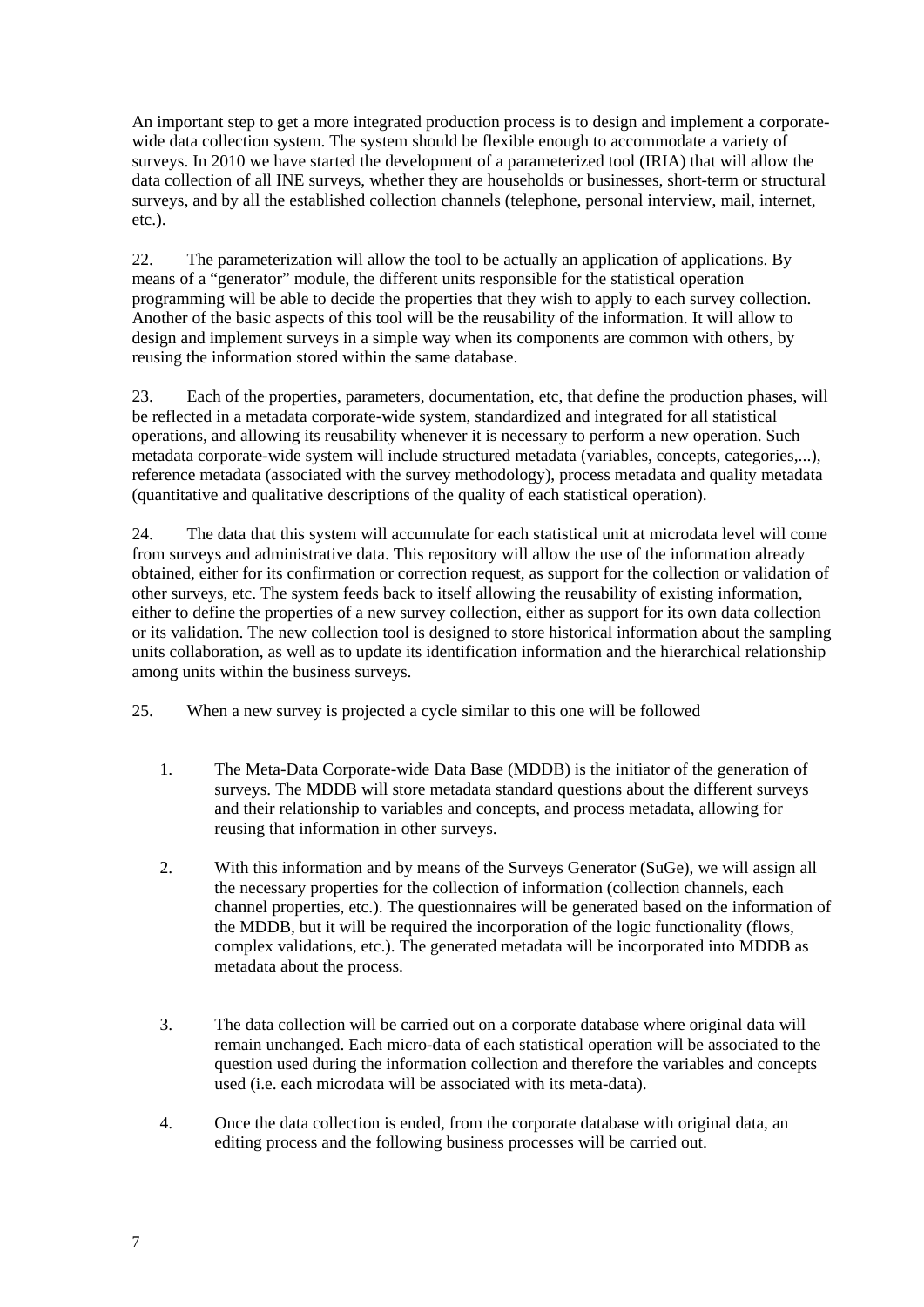An important step to get a more integrated production process is to design and implement a corporate-wide data collection system. The system should be flexible enough to accommodate a variety of surveys. In 2010 we have started the development of a parameterized tool (IRIA) that will allow the data collection of all INE surveys, whether they are households or businesses, short-term or structural surveys, and by all the established collection channels (telephone, personal interview, mail, internet, etc.).

22. The parameterization will allow the tool to be actually an application of applications. By means of a "generator" module, the different units responsible for the statistical operation programming will be able to decide the properties that they wish to apply to each survey collection. Another of the basic aspects of this tool will be the reusability of the information. It will allow to design and implement surveys in a simple way when its components are common with others, by reusing the information stored within the same database.

23. Each of the properties, parameters, documentation, etc, that define the production phases, will be reflected in a metadata corporate-wide system, standardized and integrated for all statistical operations, and allowing its reusability whenever it is necessary to perform a new operation. Such metadata corporate-wide system will include structured metadata (variables, concepts, categories,...), reference metadata (associated with the survey methodology), process metadata and quality metadata (quantitative and qualitative descriptions of the quality of each statistical operation).

24. The data that this system will accumulate for each statistical unit at microdata level will come from surveys and administrative data. This repository will allow the use of the information already obtained, either for its confirmation or correction request, as support for the collection or validation of other surveys, etc. The system feeds back to itself allowing the reusability of existing information, either to define the properties of a new survey collection, either as support for its own data collection or its validation. The new collection tool is designed to store historical information about the sampling units collaboration, as well as to update its identification information and the hierarchical relationship among units within the business surveys.

25. When a new survey is projected a cycle similar to this one will be followed

1. The Meta-Data Corporate-wide Data Base (MDDB) is the initiator of the generation of surveys. The MDDB will store metadata standard questions about the different surveys and their relationship to variables and concepts, and process metadata, allowing for reusing that information in other surveys.

2. With this information and by means of the Surveys Generator (SuGe), we will assign all the necessary properties for the collection of information (collection channels, each channel properties, etc.). The questionnaires will be generated based on the information of the MDDB, but it will be required the incorporation of the logic functionality (flows, complex validations, etc.). The generated metadata will be incorporated into MDDB as metadata about the process.

3. The data collection will be carried out on a corporate database where original data will remain unchanged. Each micro-data of each statistical operation will be associated to the question used during the information collection and therefore the variables and concepts used (i.e. each microdata will be associated with its meta-data).

4. Once the data collection is ended, from the corporate database with original data, an editing process and the following business processes will be carried out.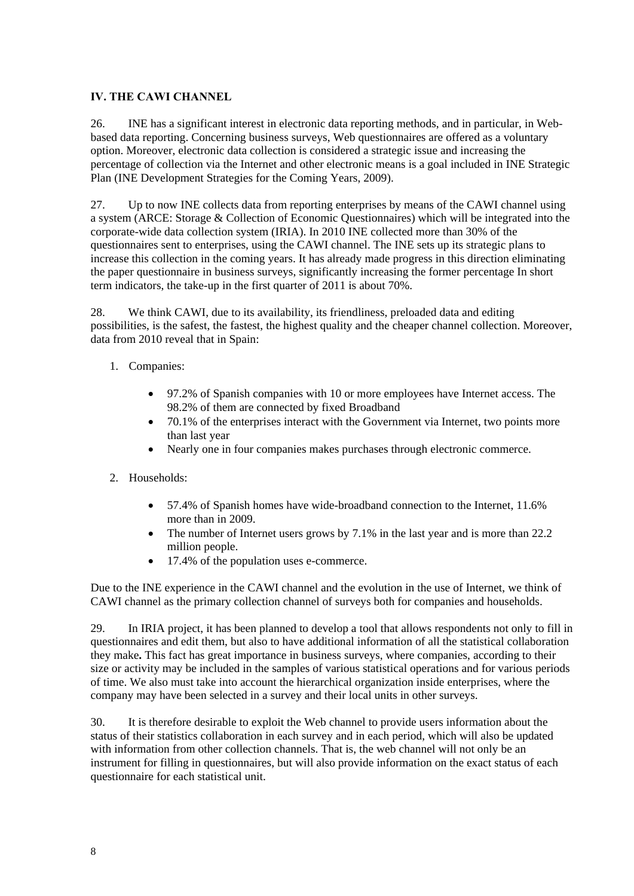## IV. THE CAWI CHANNEL

26. INE has a significant interest in electronic data reporting methods, and in particular, in Web-based data reporting. Concerning business surveys, Web questionnaires are offered as a voluntary option. Moreover, electronic data collection is considered a strategic issue and increasing the percentage of collection via the Internet and other electronic means is a goal included in INE Strategic Plan (INE Development Strategies for the Coming Years, 2009).

27. Up to now INE collects data from reporting enterprises by means of the CAWI channel using a system (ARCE: Storage & Collection of Economic Questionnaires) which will be integrated into the corporate-wide data collection system (IRIA). In 2010 INE collected more than 30% of the questionnaires sent to enterprises, using the CAWI channel. The INE sets up its strategic plans to increase this collection in the coming years. It has already made progress in this direction eliminating the paper questionnaire in business surveys, significantly increasing the former percentage In short term indicators, the take-up in the first quarter of 2011 is about 70%.

28. We think CAWI, due to its availability, its friendliness, preloaded data and editing possibilities, is the safest, the fastest, the highest quality and the cheaper channel collection. Moreover, data from 2010 reveal that in Spain:

1. Companies:

   - 97.2% of Spanish companies with 10 or more employees have Internet access. The 98.2% of them are connected by fixed Broadband
   - 70.1% of the enterprises interact with the Government via Internet, two points more than last year
   - Nearly one in four companies makes purchases through electronic commerce.

2. Households:

   - 57.4% of Spanish homes have wide-broadband connection to the Internet, 11.6% more than in 2009.
   - The number of Internet users grows by 7.1% in the last year and is more than 22.2 million people.
   - 17.4% of the population uses e-commerce.

Due to the INE experience in the CAWI channel and the evolution in the use of Internet, we think of CAWI channel as the primary collection channel of surveys both for companies and households.

29. In IRIA project, it has been planned to develop a tool that allows respondents not only to fill in questionnaires and edit them, but also to have additional information of all the statistical collaboration they make**.** This fact has great importance in business surveys, where companies, according to their size or activity may be included in the samples of various statistical operations and for various periods of time. We also must take into account the hierarchical organization inside enterprises, where the company may have been selected in a survey and their local units in other surveys.

30. It is therefore desirable to exploit the Web channel to provide users information about the status of their statistics collaboration in each survey and in each period, which will also be updated with information from other collection channels. That is, the web channel will not only be an instrument for filling in questionnaires, but will also provide information on the exact status of each questionnaire for each statistical unit.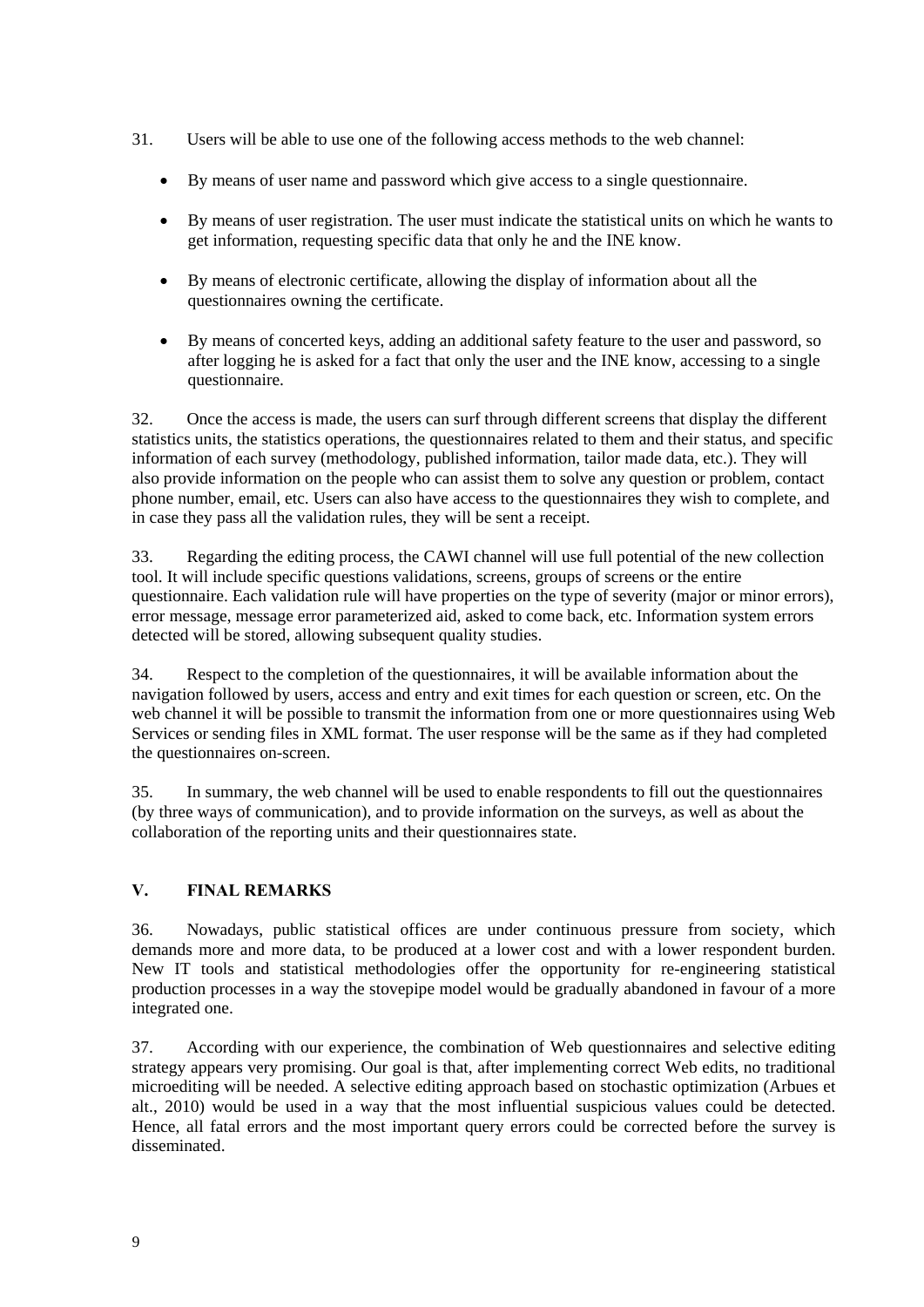31. Users will be able to use one of the following access methods to the web channel:

- By means of user name and password which give access to a single questionnaire.
- By means of user registration. The user must indicate the statistical units on which he wants to get information, requesting specific data that only he and the INE know.
- By means of electronic certificate, allowing the display of information about all the questionnaires owning the certificate.
- By means of concerted keys, adding an additional safety feature to the user and password, so after logging he is asked for a fact that only the user and the INE know, accessing to a single questionnaire.

32. Once the access is made, the users can surf through different screens that display the different statistics units, the statistics operations, the questionnaires related to them and their status, and specific information of each survey (methodology, published information, tailor made data, etc.). They will also provide information on the people who can assist them to solve any question or problem, contact phone number, email, etc. Users can also have access to the questionnaires they wish to complete, and in case they pass all the validation rules, they will be sent a receipt.

33. Regarding the editing process, the CAWI channel will use full potential of the new collection tool. It will include specific questions validations, screens, groups of screens or the entire questionnaire. Each validation rule will have properties on the type of severity (major or minor errors), error message, message error parameterized aid, asked to come back, etc. Information system errors detected will be stored, allowing subsequent quality studies.

34. Respect to the completion of the questionnaires, it will be available information about the navigation followed by users, access and entry and exit times for each question or screen, etc. On the web channel it will be possible to transmit the information from one or more questionnaires using Web Services or sending files in XML format. The user response will be the same as if they had completed the questionnaires on-screen.

35. In summary, the web channel will be used to enable respondents to fill out the questionnaires (by three ways of communication), and to provide information on the surveys, as well as about the collaboration of the reporting units and their questionnaires state.

## V. FINAL REMARKS

36. Nowadays, public statistical offices are under continuous pressure from society, which demands more and more data, to be produced at a lower cost and with a lower respondent burden. New IT tools and statistical methodologies offer the opportunity for re-engineering statistical production processes in a way the stovepipe model would be gradually abandoned in favour of a more integrated one.

37. According with our experience, the combination of Web questionnaires and selective editing strategy appears very promising. Our goal is that, after implementing correct Web edits, no traditional microediting will be needed. A selective editing approach based on stochastic optimization (Arbues et alt., 2010) would be used in a way that the most influential suspicious values could be detected. Hence, all fatal errors and the most important query errors could be corrected before the survey is disseminated.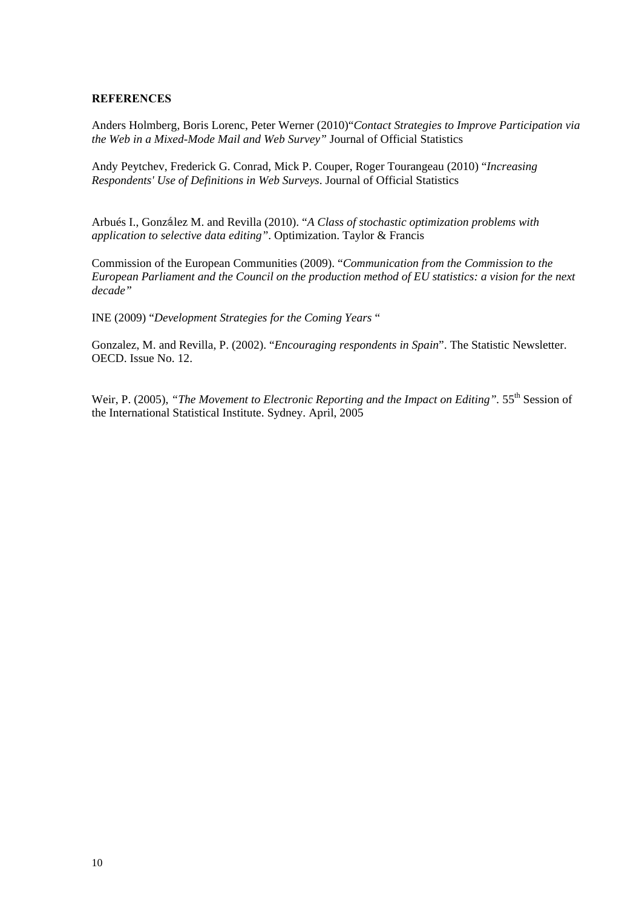**REFERENCES**

Anders Holmberg, Boris Lorenc, Peter Werner (2010)"*Contact Strategies to Improve Participation via the Web in a Mixed-Mode Mail and Web Survey"* Journal of Official Statistics

Andy Peytchev, Frederick G. Conrad, Mick P. Couper, Roger Tourangeau (2010) "*Increasing Respondents' Use of Definitions in Web Surveys*. Journal of Official Statistics

Arbués I., Gonzắlez M. and Revilla (2010). "*A Class of stochastic optimization problems with application to selective data editing"*. Optimization. Taylor & Francis

Commission of the European Communities (2009). "*Communication from the Commission to the European Parliament and the Council on the production method of EU statistics: a vision for the next decade"*

INE (2009) "*Development Strategies for the Coming Years* "

Gonzalez, M. and Revilla, P. (2002). "*Encouraging respondents in Spain*". The Statistic Newsletter. OECD. Issue No. 12.

Weir, P. (2005), *"The Movement to Electronic Reporting and the Impact on Editing"*. 55th Session of the International Statistical Institute. Sydney. April, 2005